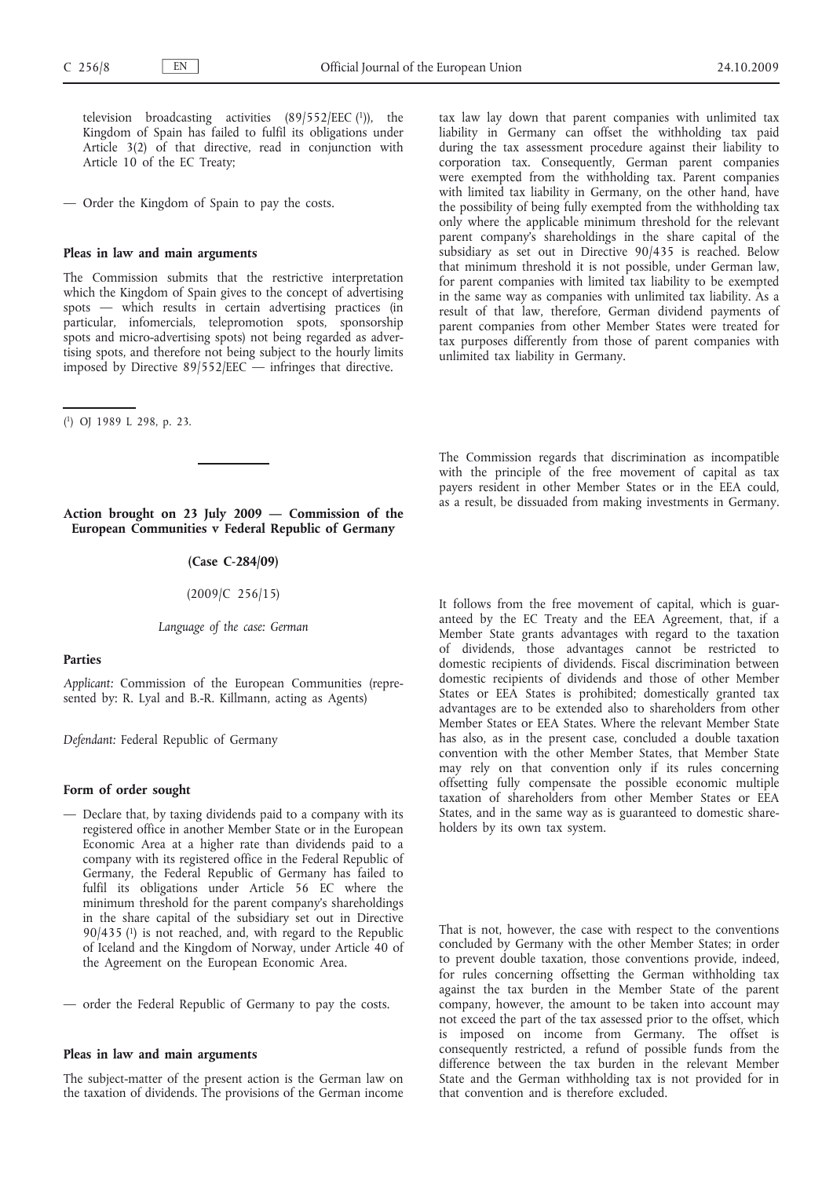television broadcasting activities (89/552/EEC [1]), the Kingdom of Spain has failed to fulfil its obligations under Article 3(2) of that directive, read in conjunction with Article 10 of the EC Treaty;

— Order the Kingdom of Spain to pay the costs.

**Pleas in law and main arguments**

The Commission submits that the restrictive interpretation which the Kingdom of Spain gives to the concept of advertising spots — which results in certain advertising practices (in particular, infomercials, telepromotion spots, sponsorship spots and micro-advertising spots) not being regarded as advertising spots, and therefore not being subject to the hourly limits imposed by Directive 89/552/EEC — infringes that directive.

[1] OJ 1989 L 298, p. 23.

## Action brought on 23 July 2009 — Commission of the European Communities v Federal Republic of Germany

**(Case C-284/09)**

(2009/C 256/15)

*Language of the case: German*

**Parties**

*Applicant:* Commission of the European Communities (represented by: R. Lyal and B.-R. Killmann, acting as Agents)

*Defendant:* Federal Republic of Germany

**Form of order sought**

— Declare that, by taxing dividends paid to a company with its registered office in another Member State or in the European Economic Area at a higher rate than dividends paid to a company with its registered office in the Federal Republic of Germany, the Federal Republic of Germany has failed to fulfil its obligations under Article 56 EC where the minimum threshold for the parent company's shareholdings in the share capital of the subsidiary set out in Directive 90/435 [1] is not reached, and, with regard to the Republic of Iceland and the Kingdom of Norway, under Article 40 of the Agreement on the European Economic Area.

— order the Federal Republic of Germany to pay the costs.

**Pleas in law and main arguments**

The subject-matter of the present action is the German law on the taxation of dividends. The provisions of the German income tax law lay down that parent companies with unlimited tax liability in Germany can offset the withholding tax paid during the tax assessment procedure against their liability to corporation tax. Consequently, German parent companies were exempted from the withholding tax. Parent companies with limited tax liability in Germany, on the other hand, have the possibility of being fully exempted from the withholding tax only where the applicable minimum threshold for the relevant parent company's shareholdings in the share capital of the subsidiary as set out in Directive 90/435 is reached. Below that minimum threshold it is not possible, under German law, for parent companies with limited tax liability to be exempted in the same way as companies with unlimited tax liability. As a result of that law, therefore, German dividend payments of parent companies from other Member States were treated for tax purposes differently from those of parent companies with unlimited tax liability in Germany.

The Commission regards that discrimination as incompatible with the principle of the free movement of capital as tax payers resident in other Member States or in the EEA could, as a result, be dissuaded from making investments in Germany.

It follows from the free movement of capital, which is guaranteed by the EC Treaty and the EEA Agreement, that, if a Member State grants advantages with regard to the taxation of dividends, those advantages cannot be restricted to domestic recipients of dividends. Fiscal discrimination between domestic recipients of dividends and those of other Member States or EEA States is prohibited; domestically granted tax advantages are to be extended also to shareholders from other Member States or EEA States. Where the relevant Member State has also, as in the present case, concluded a double taxation convention with the other Member States, that Member State may rely on that convention only if its rules concerning offsetting fully compensate the possible economic multiple taxation of shareholders from other Member States or EEA States, and in the same way as is guaranteed to domestic shareholders by its own tax system.

That is not, however, the case with respect to the conventions concluded by Germany with the other Member States; in order to prevent double taxation, those conventions provide, indeed, for rules concerning offsetting the German withholding tax against the tax burden in the Member State of the parent company, however, the amount to be taken into account may not exceed the part of the tax assessed prior to the offset, which is imposed on income from Germany. The offset is consequently restricted, a refund of possible funds from the difference between the tax burden in the relevant Member State and the German withholding tax is not provided for in that convention and is therefore excluded.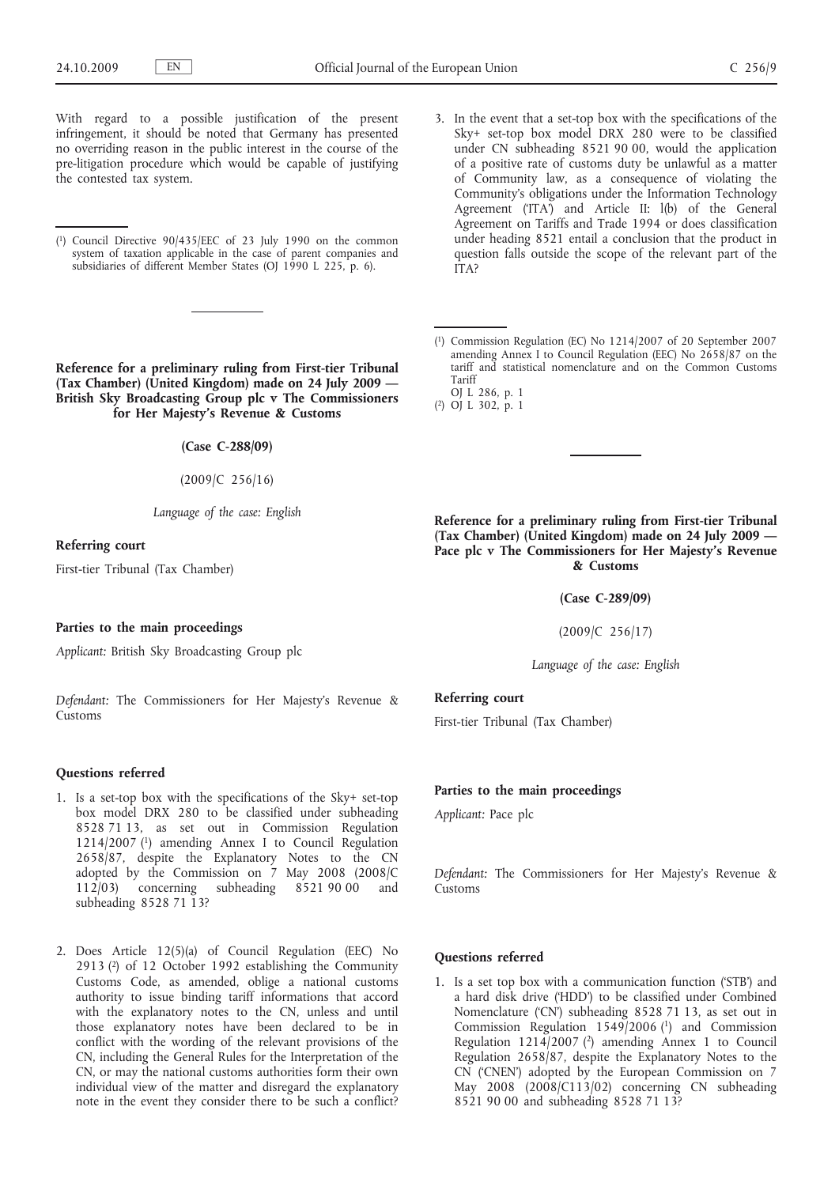With regard to a possible justification of the present infringement, it should be noted that Germany has presented no overriding reason in the public interest in the course of the pre-litigation procedure which would be capable of justifying the contested tax system.

---

([1]) Council Directive 90/435/EEC of 23 July 1990 on the common system of taxation applicable in the case of parent companies and subsidiaries of different Member States (OJ 1990 L 225, p. 6).

---

**Reference for a preliminary ruling from First-tier Tribunal (Tax Chamber) (United Kingdom) made on 24 July 2009 — British Sky Broadcasting Group plc v The Commissioners for Her Majesty's Revenue & Customs**

**(Case C-288/09)**

(2009/C 256/16)

*Language of the case: English*

**Referring court**

First-tier Tribunal (Tax Chamber)

**Parties to the main proceedings**

*Applicant:* British Sky Broadcasting Group plc

*Defendant:* The Commissioners for Her Majesty's Revenue & Customs

**Questions referred**

1. Is a set-top box with the specifications of the Sky+ set-top box model DRX 280 to be classified under subheading 8528 71 13, as set out in Commission Regulation 1214/2007 ([1]) amending Annex I to Council Regulation 2658/87, despite the Explanatory Notes to the CN adopted by the Commission on 7 May 2008 (2008/C 112/03) concerning subheading 8521 90 00 and subheading 8528 71 13?

2. Does Article 12(5)(a) of Council Regulation (EEC) No 2913 ([2]) of 12 October 1992 establishing the Community Customs Code, as amended, oblige a national customs authority to issue binding tariff informations that accord with the explanatory notes to the CN, unless and until those explanatory notes have been declared to be in conflict with the wording of the relevant provisions of the CN, including the General Rules for the Interpretation of the CN, or may the national customs authorities form their own individual view of the matter and disregard the explanatory note in the event they consider there to be such a conflict?

3. In the event that a set-top box with the specifications of the Sky+ set-top box model DRX 280 were to be classified under CN subheading 8521 90 00, would the application of a positive rate of customs duty be unlawful as a matter of Community law, as a consequence of violating the Community's obligations under the Information Technology Agreement ('ITA') and Article II: l(b) of the General Agreement on Tariffs and Trade 1994 or does classification under heading 8521 entail a conclusion that the product in question falls outside the scope of the relevant part of the ITA?

---

([1]) Commission Regulation (EC) No 1214/2007 of 20 September 2007 amending Annex I to Council Regulation (EEC) No 2658/87 on the tariff and statistical nomenclature and on the Common Customs Tariff
OJ L 286, p. 1

([2]) OJ L 302, p. 1

---

**Reference for a preliminary ruling from First-tier Tribunal (Tax Chamber) (United Kingdom) made on 24 July 2009 — Pace plc v The Commissioners for Her Majesty's Revenue & Customs**

**(Case C-289/09)**

(2009/C 256/17)

*Language of the case: English*

**Referring court**

First-tier Tribunal (Tax Chamber)

**Parties to the main proceedings**

*Applicant:* Pace plc

*Defendant:* The Commissioners for Her Majesty's Revenue & Customs

**Questions referred**

1. Is a set top box with a communication function ('STB') and a hard disk drive ('HDD') to be classified under Combined Nomenclature ('CN') subheading 8528 71 13, as set out in Commission Regulation 1549/2006 ([1]) and Commission Regulation 1214/2007 ([2]) amending Annex 1 to Council Regulation 2658/87, despite the Explanatory Notes to the CN ('CNEN') adopted by the European Commission on 7 May 2008 (2008/C113/02) concerning CN subheading 8521 90 00 and subheading 8528 71 13?